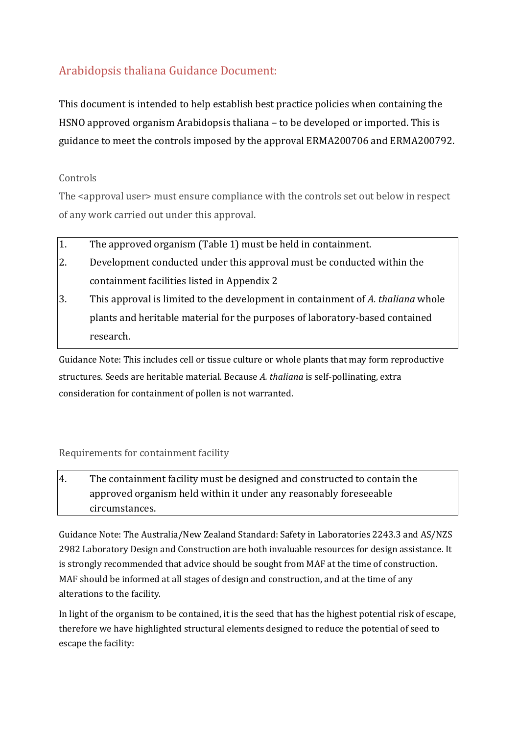# Arabidopsis thaliana Guidance Document:

This document is intended to help establish best practice policies when containing the HSNO approved organism Arabidopsis thaliana – to be developed or imported. This is guidance to meet the controls imposed by the approval ERMA200706 and ERMA200792.

## Controls

The <approval user> must ensure compliance with the controls set out below in respect of any work carried out under this approval.

1. The approved organism (Table 1) must be held in containment.
2. Development conducted under this approval must be conducted within the containment facilities listed in Appendix 2
3. This approval is limited to the development in containment of *A. thaliana* whole plants and heritable material for the purposes of laboratory-based contained research.

Guidance Note: This includes cell or tissue culture or whole plants that may form reproductive structures. Seeds are heritable material. Because *A. thaliana* is self-pollinating, extra consideration for containment of pollen is not warranted.

## Requirements for containment facility

4. The containment facility must be designed and constructed to contain the approved organism held within it under any reasonably foreseeable circumstances.

Guidance Note: The Australia/New Zealand Standard: Safety in Laboratories 2243.3 and AS/NZS 2982 Laboratory Design and Construction are both invaluable resources for design assistance. It is strongly recommended that advice should be sought from MAF at the time of construction. MAF should be informed at all stages of design and construction, and at the time of any alterations to the facility.

In light of the organism to be contained, it is the seed that has the highest potential risk of escape, therefore we have highlighted structural elements designed to reduce the potential of seed to escape the facility: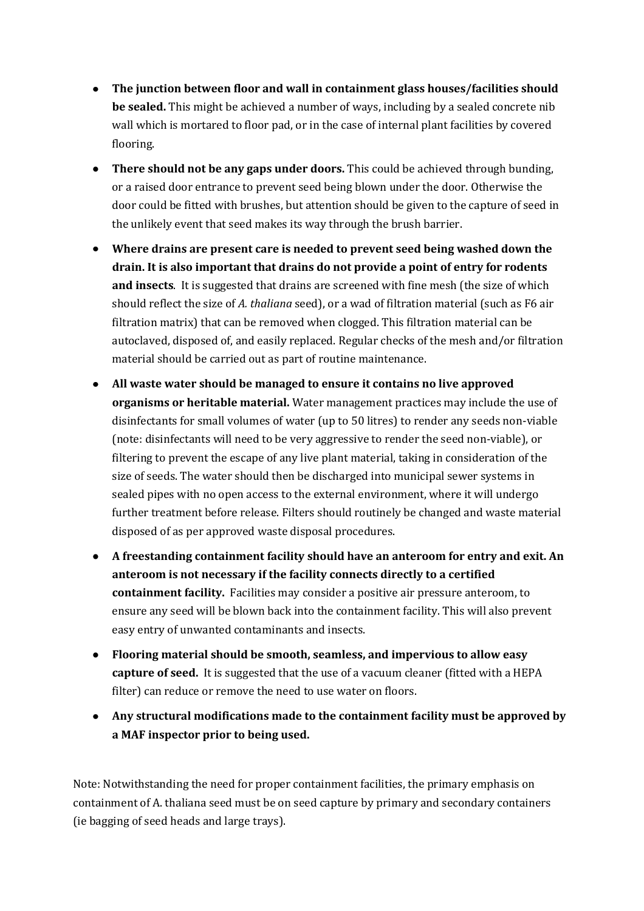- **The junction between floor and wall in containment glass houses/facilities should be sealed.** This might be achieved a number of ways, including by a sealed concrete nib wall which is mortared to floor pad, or in the case of internal plant facilities by covered flooring.
- **There should not be any gaps under doors.** This could be achieved through bunding, or a raised door entrance to prevent seed being blown under the door. Otherwise the door could be fitted with brushes, but attention should be given to the capture of seed in the unlikely event that seed makes its way through the brush barrier.
- **Where drains are present care is needed to prevent seed being washed down the drain. It is also important that drains do not provide a point of entry for rodents and insects**. It is suggested that drains are screened with fine mesh (the size of which should reflect the size of *A. thaliana* seed), or a wad of filtration material (such as F6 air filtration matrix) that can be removed when clogged. This filtration material can be autoclaved, disposed of, and easily replaced. Regular checks of the mesh and/or filtration material should be carried out as part of routine maintenance.
- **All waste water should be managed to ensure it contains no live approved organisms or heritable material.** Water management practices may include the use of disinfectants for small volumes of water (up to 50 litres) to render any seeds non-viable (note: disinfectants will need to be very aggressive to render the seed non-viable), or filtering to prevent the escape of any live plant material, taking in consideration of the size of seeds. The water should then be discharged into municipal sewer systems in sealed pipes with no open access to the external environment, where it will undergo further treatment before release. Filters should routinely be changed and waste material disposed of as per approved waste disposal procedures.
- **A freestanding containment facility should have an anteroom for entry and exit. An anteroom is not necessary if the facility connects directly to a certified containment facility.** Facilities may consider a positive air pressure anteroom, to ensure any seed will be blown back into the containment facility. This will also prevent easy entry of unwanted contaminants and insects.
- **Flooring material should be smooth, seamless, and impervious to allow easy capture of seed.** It is suggested that the use of a vacuum cleaner (fitted with a HEPA filter) can reduce or remove the need to use water on floors.
- **Any structural modifications made to the containment facility must be approved by a MAF inspector prior to being used.**

Note: Notwithstanding the need for proper containment facilities, the primary emphasis on containment of A. thaliana seed must be on seed capture by primary and secondary containers (ie bagging of seed heads and large trays).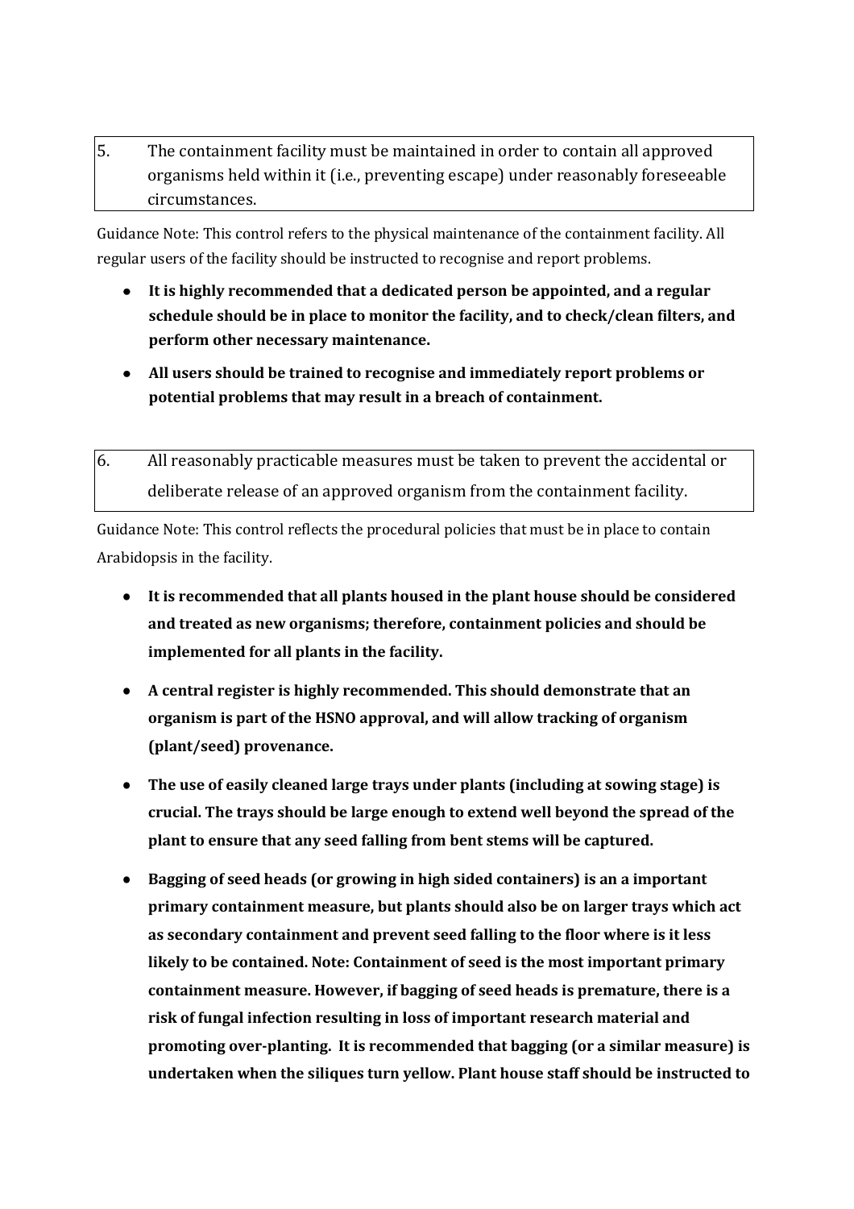5. The containment facility must be maintained in order to contain all approved organisms held within it (i.e., preventing escape) under reasonably foreseeable circumstances.

Guidance Note: This control refers to the physical maintenance of the containment facility. All regular users of the facility should be instructed to recognise and report problems.

- **It is highly recommended that a dedicated person be appointed, and a regular schedule should be in place to monitor the facility, and to check/clean filters, and perform other necessary maintenance.**
- **All users should be trained to recognise and immediately report problems or potential problems that may result in a breach of containment.**

6. All reasonably practicable measures must be taken to prevent the accidental or deliberate release of an approved organism from the containment facility.

Guidance Note: This control reflects the procedural policies that must be in place to contain Arabidopsis in the facility.

- **It is recommended that all plants housed in the plant house should be considered and treated as new organisms; therefore, containment policies and should be implemented for all plants in the facility.**
- **A central register is highly recommended. This should demonstrate that an organism is part of the HSNO approval, and will allow tracking of organism (plant/seed) provenance.**
- **The use of easily cleaned large trays under plants (including at sowing stage) is crucial. The trays should be large enough to extend well beyond the spread of the plant to ensure that any seed falling from bent stems will be captured.**
- **Bagging of seed heads (or growing in high sided containers) is an a important primary containment measure, but plants should also be on larger trays which act as secondary containment and prevent seed falling to the floor where is it less likely to be contained. Note: Containment of seed is the most important primary containment measure. However, if bagging of seed heads is premature, there is a risk of fungal infection resulting in loss of important research material and promoting over-planting. It is recommended that bagging (or a similar measure) is undertaken when the siliques turn yellow. Plant house staff should be instructed to**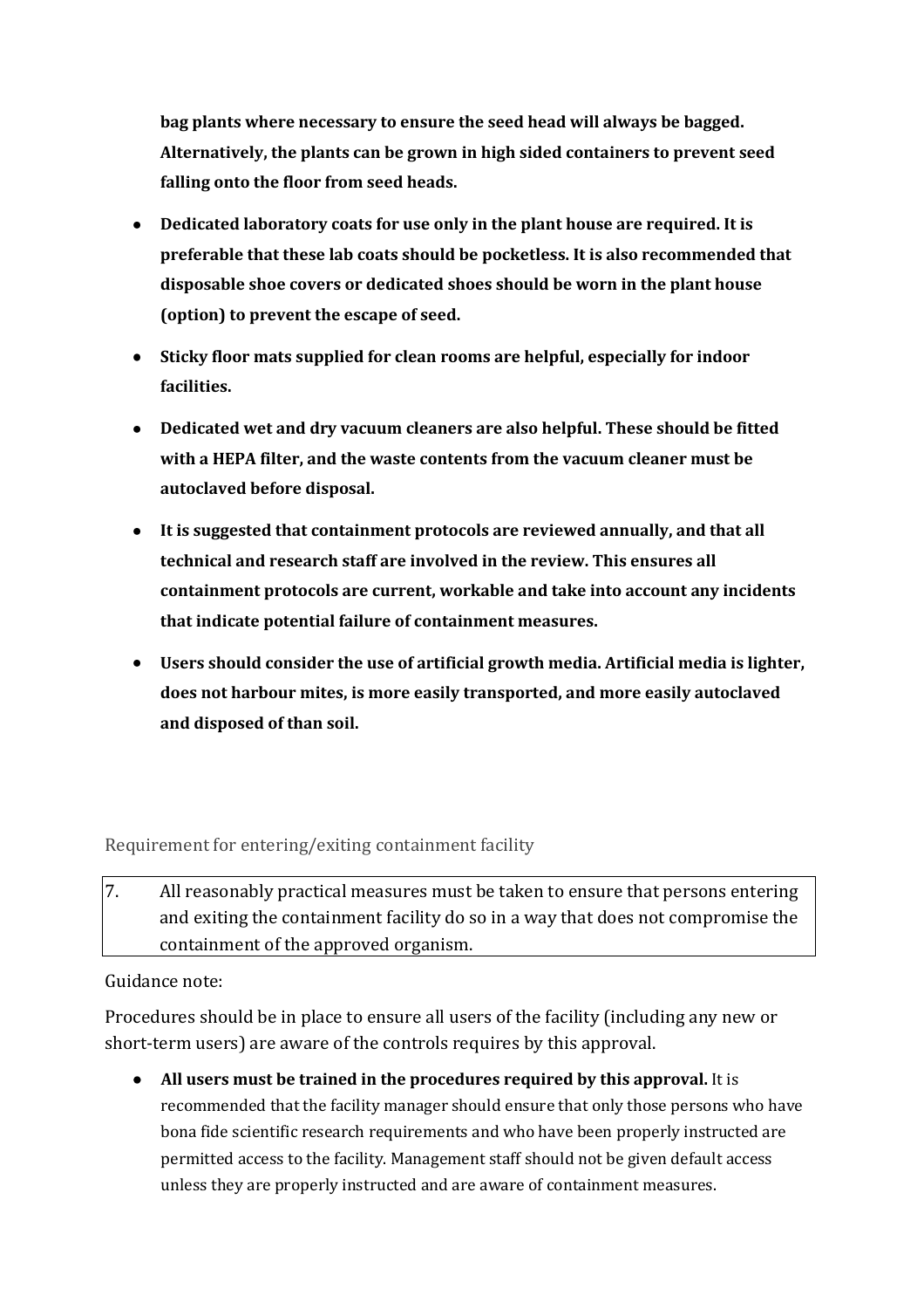**bag plants where necessary to ensure the seed head will always be bagged. Alternatively, the plants can be grown in high sided containers to prevent seed falling onto the floor from seed heads.**

- **Dedicated laboratory coats for use only in the plant house are required. It is preferable that these lab coats should be pocketless. It is also recommended that disposable shoe covers or dedicated shoes should be worn in the plant house (option) to prevent the escape of seed.**
- **Sticky floor mats supplied for clean rooms are helpful, especially for indoor facilities.**
- **Dedicated wet and dry vacuum cleaners are also helpful. These should be fitted with a HEPA filter, and the waste contents from the vacuum cleaner must be autoclaved before disposal.**
- **It is suggested that containment protocols are reviewed annually, and that all technical and research staff are involved in the review. This ensures all containment protocols are current, workable and take into account any incidents that indicate potential failure of containment measures.**
- **Users should consider the use of artificial growth media. Artificial media is lighter, does not harbour mites, is more easily transported, and more easily autoclaved and disposed of than soil.**

## Requirement for entering/exiting containment facility

| 7. | All reasonably practical measures must be taken to ensure that persons entering and exiting the containment facility do so in a way that does not compromise the containment of the approved organism. |
| --- | --- |

Guidance note:

Procedures should be in place to ensure all users of the facility (including any new or short-term users) are aware of the controls requires by this approval.

- **All users must be trained in the procedures required by this approval.** It is recommended that the facility manager should ensure that only those persons who have bona fide scientific research requirements and who have been properly instructed are permitted access to the facility. Management staff should not be given default access unless they are properly instructed and are aware of containment measures.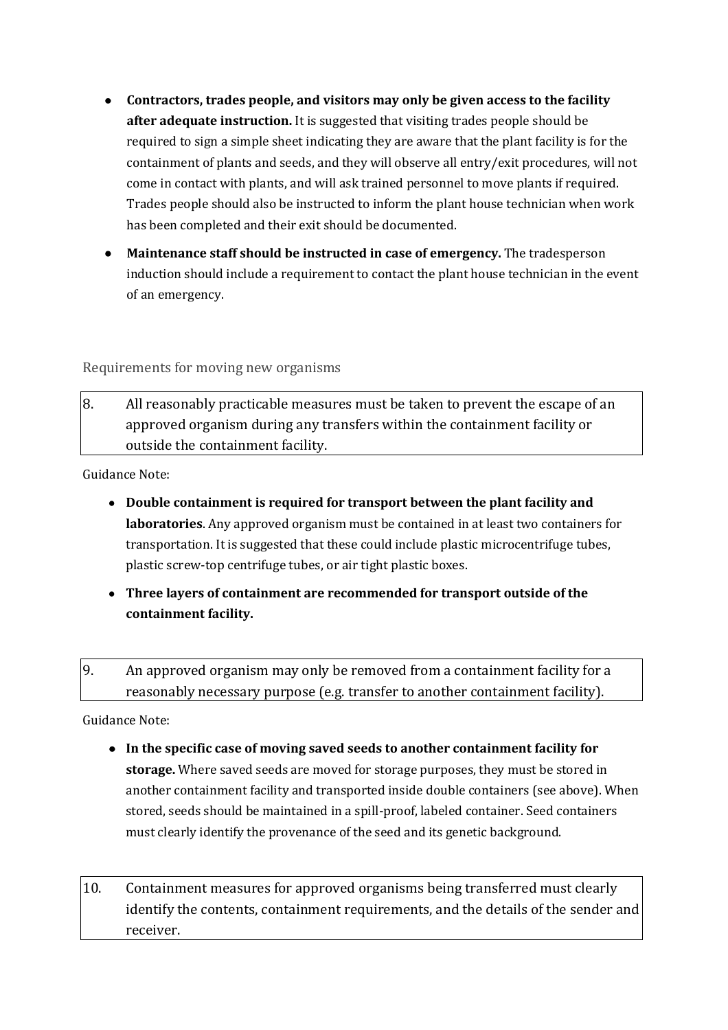- **Contractors, trades people, and visitors may only be given access to the facility after adequate instruction.** It is suggested that visiting trades people should be required to sign a simple sheet indicating they are aware that the plant facility is for the containment of plants and seeds, and they will observe all entry/exit procedures, will not come in contact with plants, and will ask trained personnel to move plants if required. Trades people should also be instructed to inform the plant house technician when work has been completed and their exit should be documented.
- **Maintenance staff should be instructed in case of emergency.** The tradesperson induction should include a requirement to contact the plant house technician in the event of an emergency.

## Requirements for moving new organisms

| 8. | All reasonably practicable measures must be taken to prevent the escape of an approved organism during any transfers within the containment facility or outside the containment facility. |
|---|---|

Guidance Note:

- **Double containment is required for transport between the plant facility and laboratories**. Any approved organism must be contained in at least two containers for transportation. It is suggested that these could include plastic microcentrifuge tubes, plastic screw-top centrifuge tubes, or air tight plastic boxes.
- **Three layers of containment are recommended for transport outside of the containment facility.**

| 9. | An approved organism may only be removed from a containment facility for a reasonably necessary purpose (e.g. transfer to another containment facility). |
|---|---|

Guidance Note:

- **In the specific case of moving saved seeds to another containment facility for storage.** Where saved seeds are moved for storage purposes, they must be stored in another containment facility and transported inside double containers (see above). When stored, seeds should be maintained in a spill-proof, labeled container. Seed containers must clearly identify the provenance of the seed and its genetic background.

| 10. | Containment measures for approved organisms being transferred must clearly identify the contents, containment requirements, and the details of the sender and receiver. |
|---|---|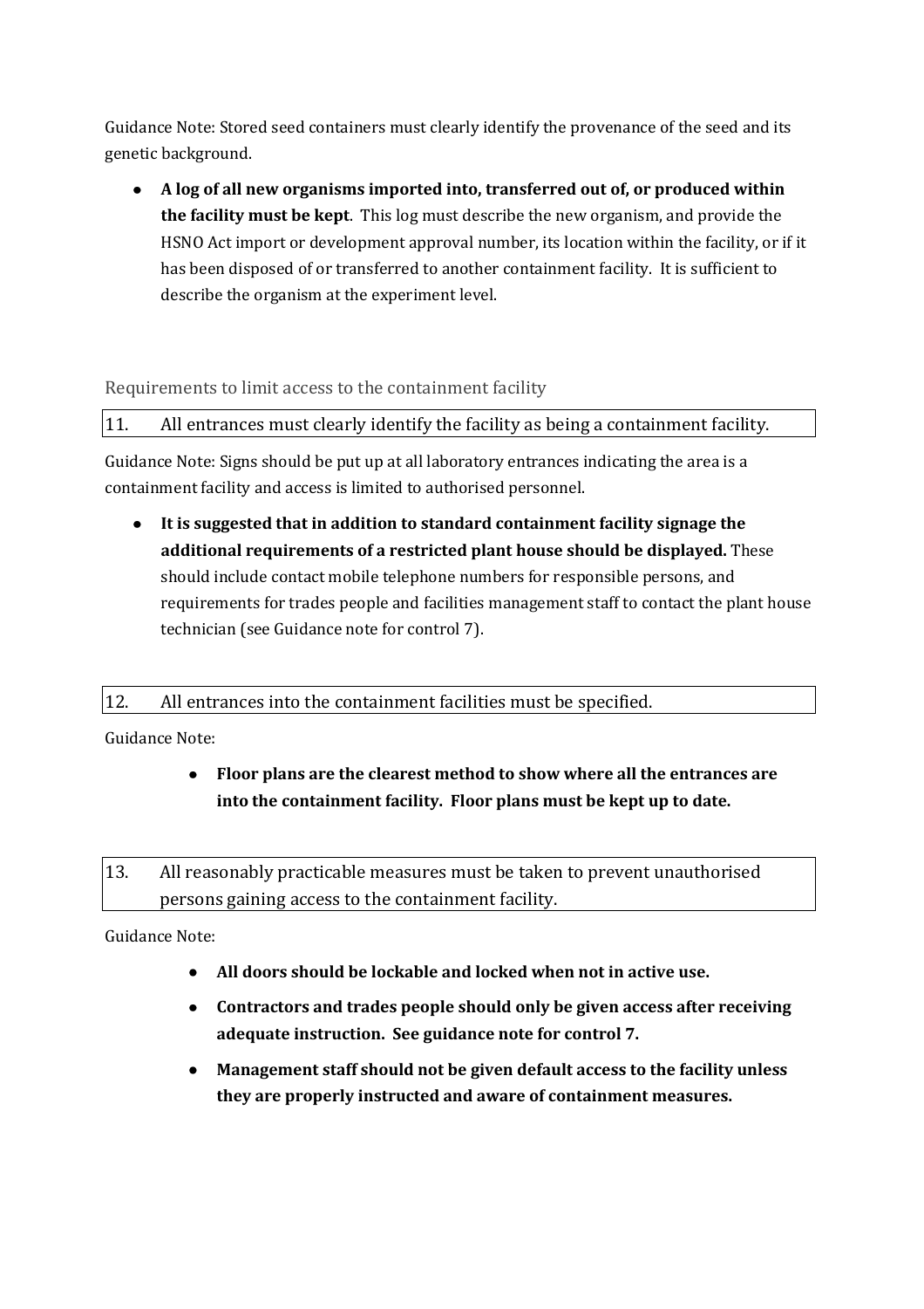Guidance Note: Stored seed containers must clearly identify the provenance of the seed and its genetic background.

- **A log of all new organisms imported into, transferred out of, or produced within the facility must be kept**. This log must describe the new organism, and provide the HSNO Act import or development approval number, its location within the facility, or if it has been disposed of or transferred to another containment facility. It is sufficient to describe the organism at the experiment level.

### Requirements to limit access to the containment facility

| 11. All entrances must clearly identify the facility as being a containment facility. |
|---|

Guidance Note: Signs should be put up at all laboratory entrances indicating the area is a containment facility and access is limited to authorised personnel.

- **It is suggested that in addition to standard containment facility signage the additional requirements of a restricted plant house should be displayed.** These should include contact mobile telephone numbers for responsible persons, and requirements for trades people and facilities management staff to contact the plant house technician (see Guidance note for control 7).

| 12. All entrances into the containment facilities must be specified. |
|---|

Guidance Note:

- **Floor plans are the clearest method to show where all the entrances are into the containment facility. Floor plans must be kept up to date.**

| 13. All reasonably practicable measures must be taken to prevent unauthorised persons gaining access to the containment facility. |
|---|

Guidance Note:

- **All doors should be lockable and locked when not in active use.**
- **Contractors and trades people should only be given access after receiving adequate instruction. See guidance note for control 7.**
- **Management staff should not be given default access to the facility unless they are properly instructed and aware of containment measures.**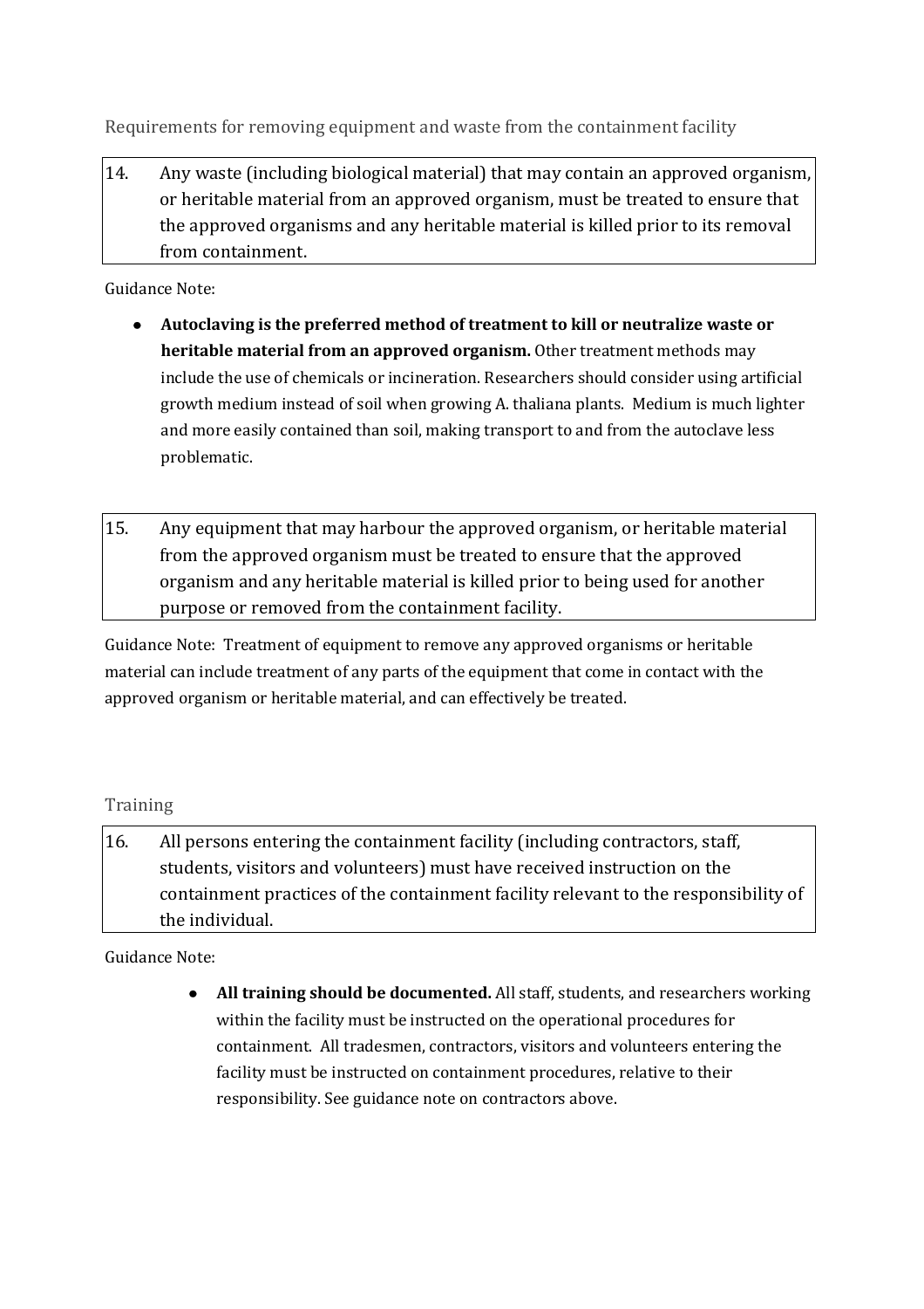## Requirements for removing equipment and waste from the containment facility

14. Any waste (including biological material) that may contain an approved organism, or heritable material from an approved organism, must be treated to ensure that the approved organisms and any heritable material is killed prior to its removal from containment.

Guidance Note:

- **Autoclaving is the preferred method of treatment to kill or neutralize waste or heritable material from an approved organism.** Other treatment methods may include the use of chemicals or incineration. Researchers should consider using artificial growth medium instead of soil when growing A. thaliana plants. Medium is much lighter and more easily contained than soil, making transport to and from the autoclave less problematic.

15. Any equipment that may harbour the approved organism, or heritable material from the approved organism must be treated to ensure that the approved organism and any heritable material is killed prior to being used for another purpose or removed from the containment facility.

Guidance Note: Treatment of equipment to remove any approved organisms or heritable material can include treatment of any parts of the equipment that come in contact with the approved organism or heritable material, and can effectively be treated.

## Training

16. All persons entering the containment facility (including contractors, staff, students, visitors and volunteers) must have received instruction on the containment practices of the containment facility relevant to the responsibility of the individual.

Guidance Note:

- **All training should be documented.** All staff, students, and researchers working within the facility must be instructed on the operational procedures for containment. All tradesmen, contractors, visitors and volunteers entering the facility must be instructed on containment procedures, relative to their responsibility. See guidance note on contractors above.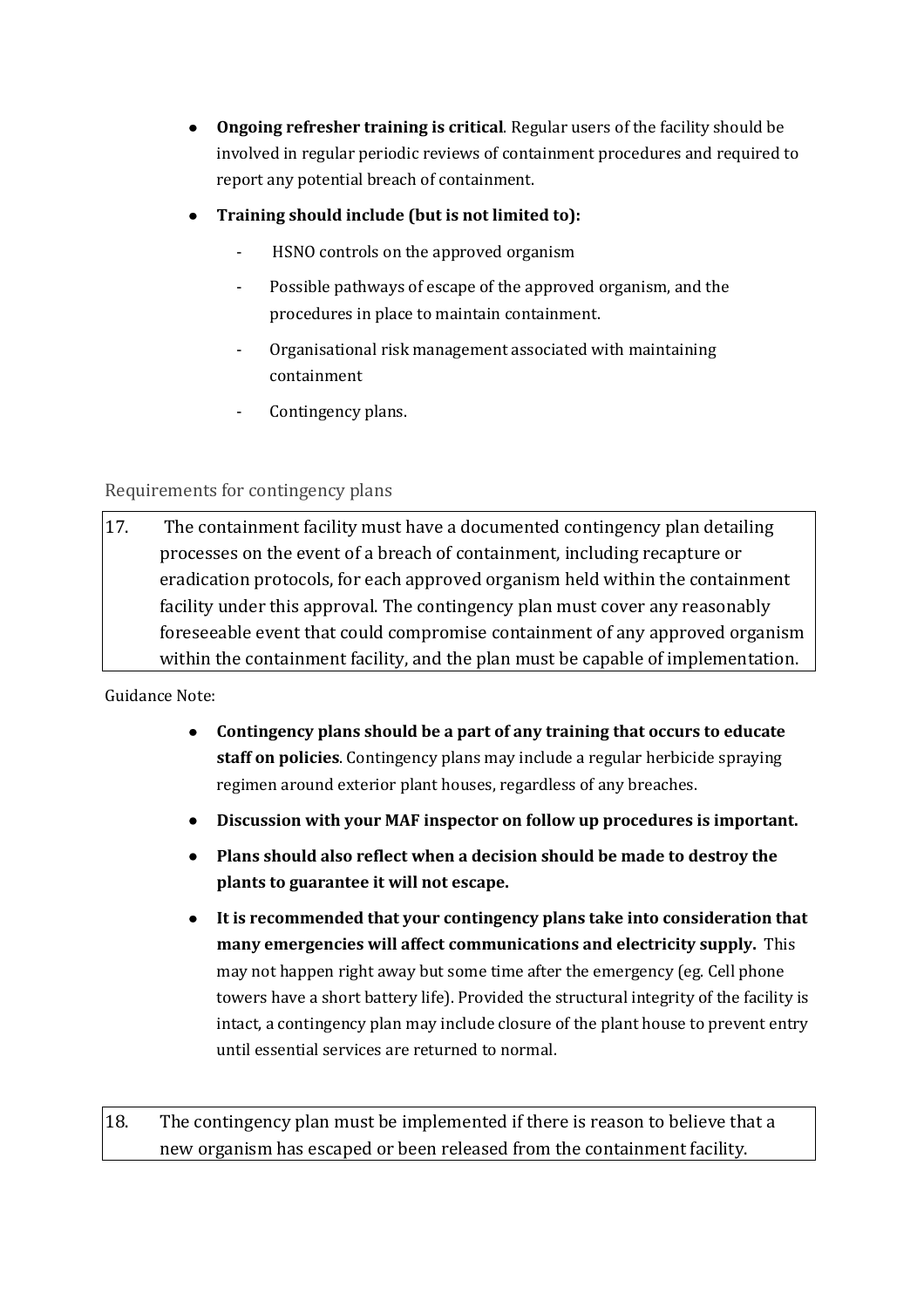- **Ongoing refresher training is critical**. Regular users of the facility should be involved in regular periodic reviews of containment procedures and required to report any potential breach of containment.
- **Training should include (but is not limited to):**
    - HSNO controls on the approved organism
    - Possible pathways of escape of the approved organism, and the procedures in place to maintain containment.
    - Organisational risk management associated with maintaining containment
    - Contingency plans.

## Requirements for contingency plans

| 17. | The containment facility must have a documented contingency plan detailing processes on the event of a breach of containment, including recapture or eradication protocols, for each approved organism held within the containment facility under this approval. The contingency plan must cover any reasonably foreseeable event that could compromise containment of any approved organism within the containment facility, and the plan must be capable of implementation. |
|---|---|

Guidance Note:

- **Contingency plans should be a part of any training that occurs to educate staff on policies**. Contingency plans may include a regular herbicide spraying regimen around exterior plant houses, regardless of any breaches.
- **Discussion with your MAF inspector on follow up procedures is important.**
- **Plans should also reflect when a decision should be made to destroy the plants to guarantee it will not escape.**
- **It is recommended that your contingency plans take into consideration that many emergencies will affect communications and electricity supply.** This may not happen right away but some time after the emergency (eg. Cell phone towers have a short battery life). Provided the structural integrity of the facility is intact, a contingency plan may include closure of the plant house to prevent entry until essential services are returned to normal.

| 18. | The contingency plan must be implemented if there is reason to believe that a new organism has escaped or been released from the containment facility. |
|---|---|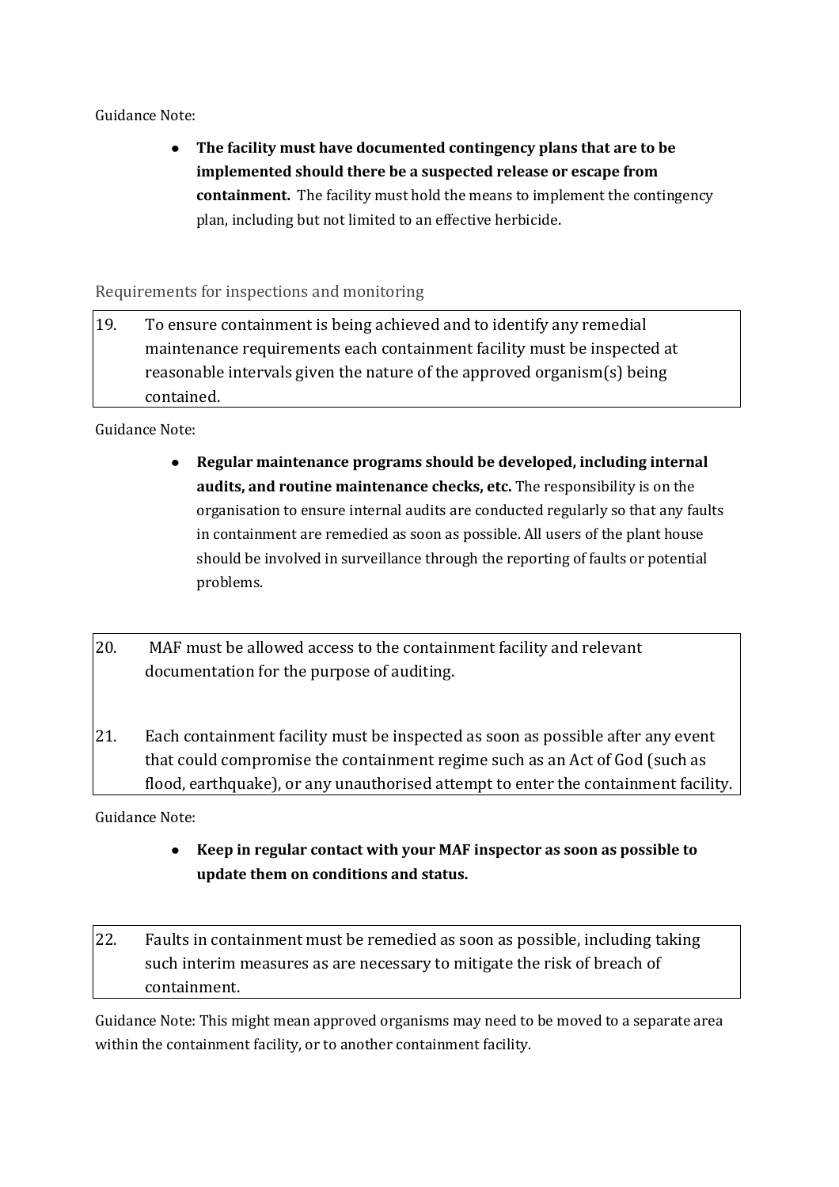Guidance Note:

- **The facility must have documented contingency plans that are to be implemented should there be a suspected release or escape from containment.** The facility must hold the means to implement the contingency plan, including but not limited to an effective herbicide.

## Requirements for inspections and monitoring

| | |
|---|---|
| 19. | To ensure containment is being achieved and to identify any remedial maintenance requirements each containment facility must be inspected at reasonable intervals given the nature of the approved organism(s) being contained. |

Guidance Note:

- **Regular maintenance programs should be developed, including internal audits, and routine maintenance checks, etc.** The responsibility is on the organisation to ensure internal audits are conducted regularly so that any faults in containment are remedied as soon as possible. All users of the plant house should be involved in surveillance through the reporting of faults or potential problems.

| | |
|---|---|
| 20. | MAF must be allowed access to the containment facility and relevant documentation for the purpose of auditing. |
| 21. | Each containment facility must be inspected as soon as possible after any event that could compromise the containment regime such as an Act of God (such as flood, earthquake), or any unauthorised attempt to enter the containment facility. |

Guidance Note:

- **Keep in regular contact with your MAF inspector as soon as possible to update them on conditions and status.**

| | |
|---|---|
| 22. | Faults in containment must be remedied as soon as possible, including taking such interim measures as are necessary to mitigate the risk of breach of containment. |

Guidance Note: This might mean approved organisms may need to be moved to a separate area within the containment facility, or to another containment facility.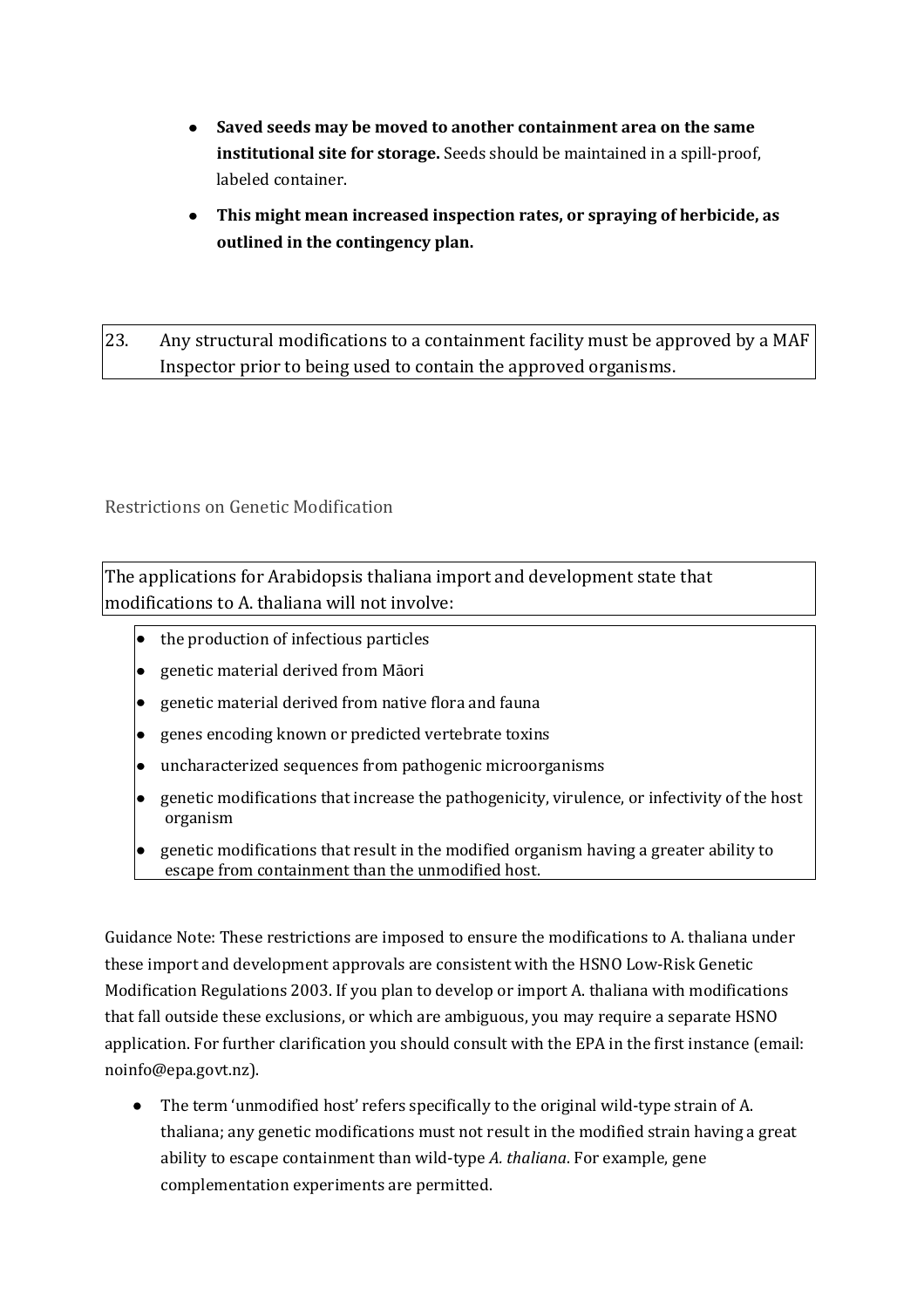- **Saved seeds may be moved to another containment area on the same institutional site for storage.** Seeds should be maintained in a spill-proof, labeled container.
- **This might mean increased inspection rates, or spraying of herbicide, as outlined in the contingency plan.**

23. Any structural modifications to a containment facility must be approved by a MAF Inspector prior to being used to contain the approved organisms.

## Restrictions on Genetic Modification

The applications for Arabidopsis thaliana import and development state that modifications to A. thaliana will not involve:

- the production of infectious particles
- genetic material derived from Māori
- genetic material derived from native flora and fauna
- genes encoding known or predicted vertebrate toxins
- uncharacterized sequences from pathogenic microorganisms
- genetic modifications that increase the pathogenicity, virulence, or infectivity of the host organism
- genetic modifications that result in the modified organism having a greater ability to escape from containment than the unmodified host.

Guidance Note: These restrictions are imposed to ensure the modifications to A. thaliana under these import and development approvals are consistent with the HSNO Low-Risk Genetic Modification Regulations 2003. If you plan to develop or import A. thaliana with modifications that fall outside these exclusions, or which are ambiguous, you may require a separate HSNO application. For further clarification you should consult with the EPA in the first instance (email: noinfo@epa.govt.nz).

- The term 'unmodified host' refers specifically to the original wild-type strain of A. thaliana; any genetic modifications must not result in the modified strain having a great ability to escape containment than wild-type *A. thaliana*. For example, gene complementation experiments are permitted.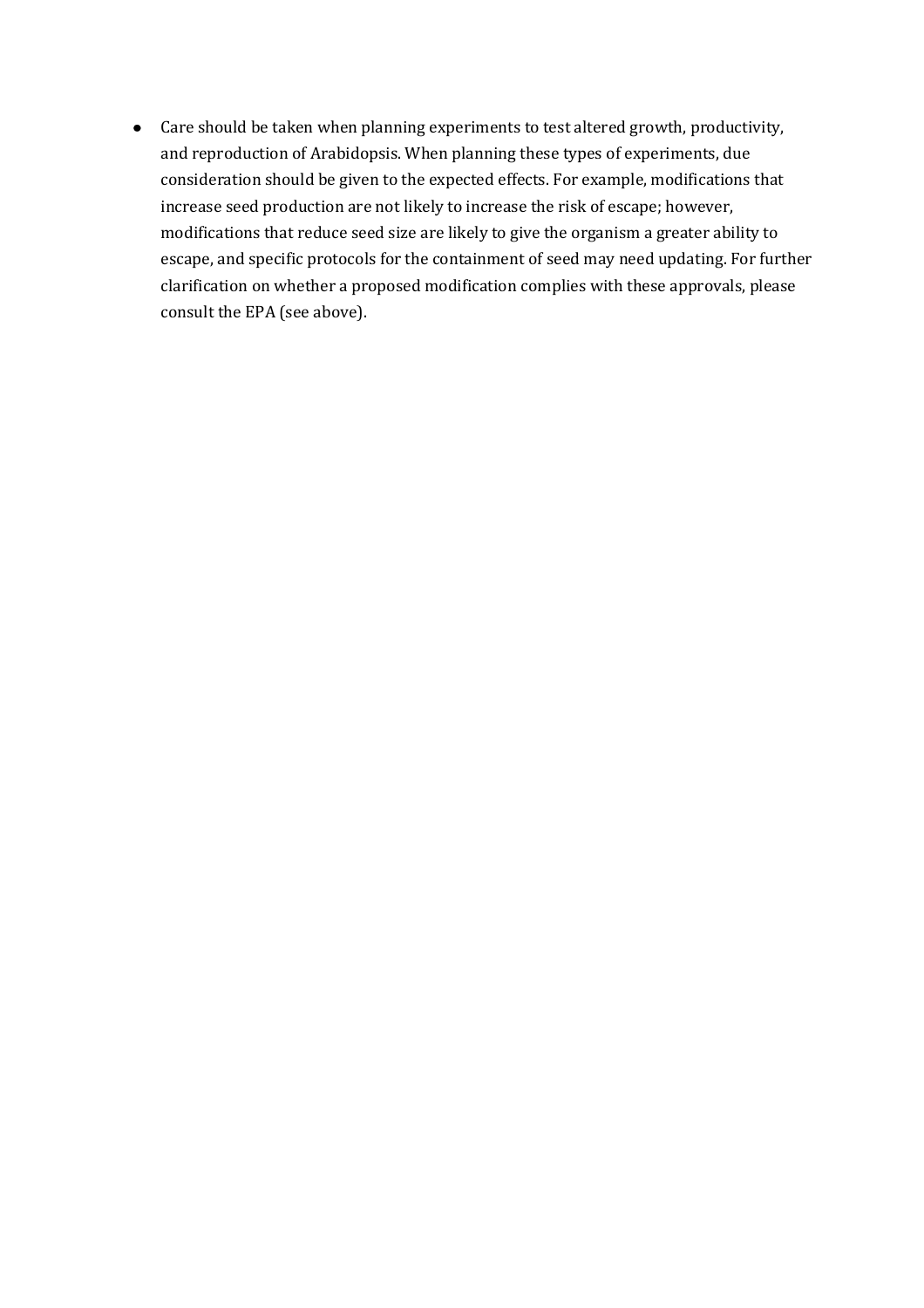- Care should be taken when planning experiments to test altered growth, productivity, and reproduction of Arabidopsis. When planning these types of experiments, due consideration should be given to the expected effects. For example, modifications that increase seed production are not likely to increase the risk of escape; however, modifications that reduce seed size are likely to give the organism a greater ability to escape, and specific protocols for the containment of seed may need updating. For further clarification on whether a proposed modification complies with these approvals, please consult the EPA (see above).